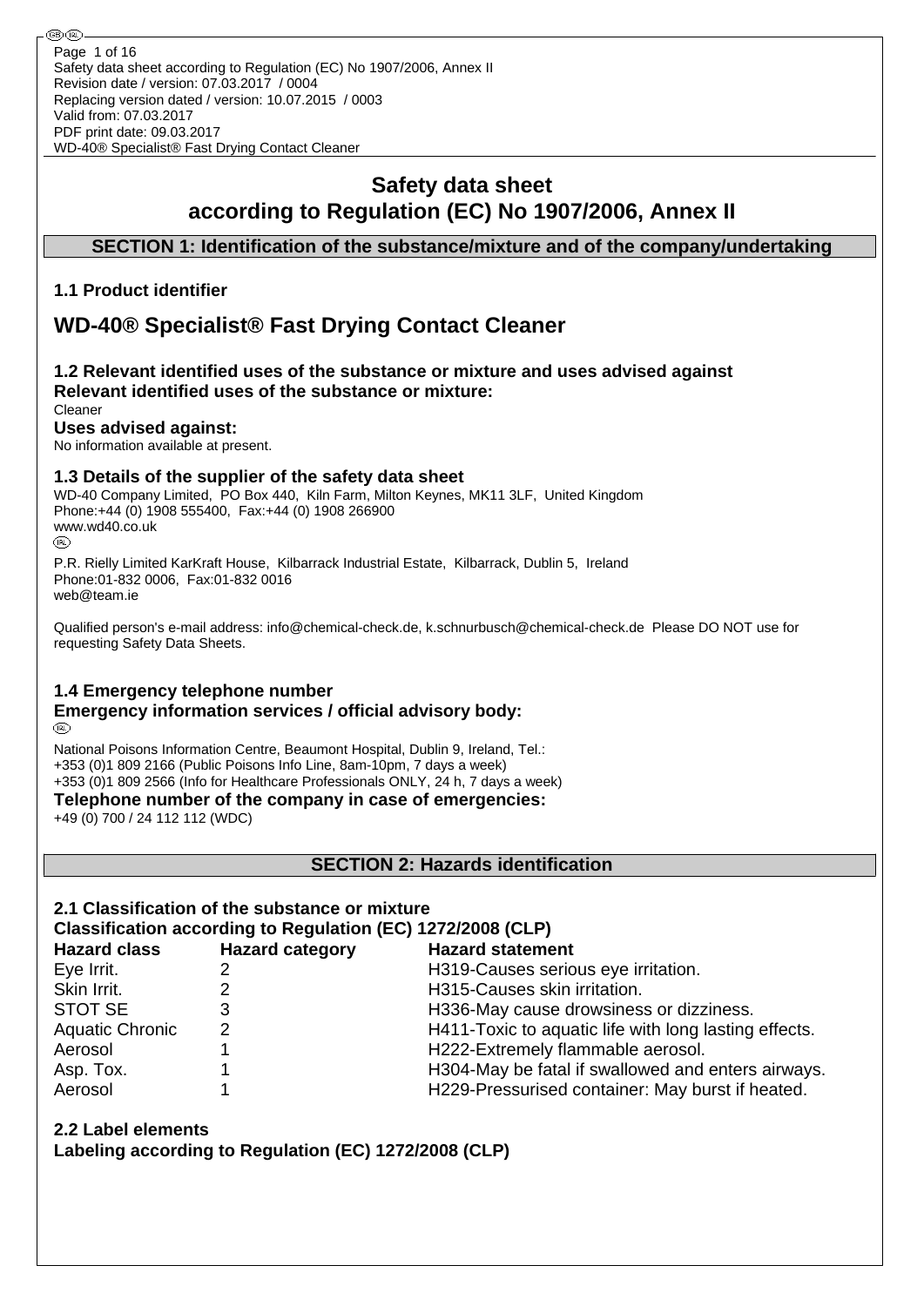# Safety data sheet
# according to Regulation (EC) No 1907/2006, Annex II

## SECTION 1: Identification of the substance/mixture and of the company/undertaking

### 1.1 Product identifier

# WD-40® Specialist® Fast Drying Contact Cleaner

### 1.2 Relevant identified uses of the substance or mixture and uses advised against

**Relevant identified uses of the substance or mixture:**

Cleaner

**Uses advised against:**

No information available at present.

### 1.3 Details of the supplier of the safety data sheet

WD-40 Company Limited, PO Box 440, Kiln Farm, Milton Keynes, MK11 3LF, United Kingdom
Phone:+44 (0) 1908 555400, Fax:+44 (0) 1908 266900
www.wd40.co.uk

(IRL)

P.R. Rielly Limited KarKraft House, Kilbarrack Industrial Estate, Kilbarrack, Dublin 5, Ireland
Phone:01-832 0006, Fax:01-832 0016
web@team.ie

Qualified person's e-mail address: info@chemical-check.de, k.schnurbusch@chemical-check.de Please DO NOT use for requesting Safety Data Sheets.

### 1.4 Emergency telephone number

**Emergency information services / official advisory body:**

(IRL)

National Poisons Information Centre, Beaumont Hospital, Dublin 9, Ireland, Tel.:
+353 (0)1 809 2166 (Public Poisons Info Line, 8am-10pm, 7 days a week)
+353 (0)1 809 2566 (Info for Healthcare Professionals ONLY, 24 h, 7 days a week)

**Telephone number of the company in case of emergencies:**

+49 (0) 700 / 24 112 112 (WDC)

## SECTION 2: Hazards identification

### 2.1 Classification of the substance or mixture

**Classification according to Regulation (EC) 1272/2008 (CLP)**

| Hazard class | Hazard category | Hazard statement |
|---|---|---|
| Eye Irrit. | 2 | H319-Causes serious eye irritation. |
| Skin Irrit. | 2 | H315-Causes skin irritation. |
| STOT SE | 3 | H336-May cause drowsiness or dizziness. |
| Aquatic Chronic | 2 | H411-Toxic to aquatic life with long lasting effects. |
| Aerosol | 1 | H222-Extremely flammable aerosol. |
| Asp. Tox. | 1 | H304-May be fatal if swallowed and enters airways. |
| Aerosol | 1 | H229-Pressurised container: May burst if heated. |

### 2.2 Label elements

**Labeling according to Regulation (EC) 1272/2008 (CLP)**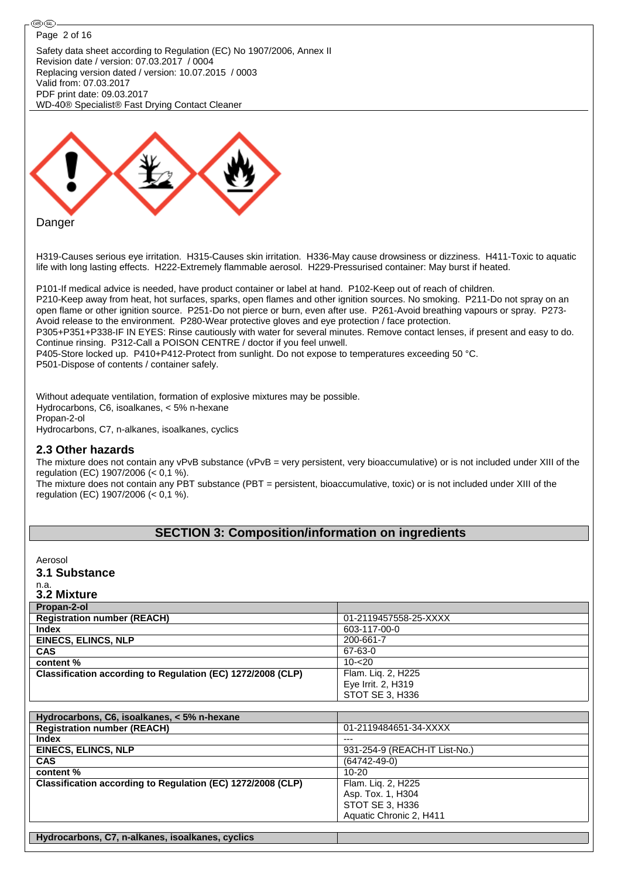Danger

H319-Causes serious eye irritation. H315-Causes skin irritation. H336-May cause drowsiness or dizziness. H411-Toxic to aquatic life with long lasting effects. H222-Extremely flammable aerosol. H229-Pressurised container: May burst if heated.

P101-If medical advice is needed, have product container or label at hand. P102-Keep out of reach of children.
P210-Keep away from heat, hot surfaces, sparks, open flames and other ignition sources. No smoking. P211-Do not spray on an open flame or other ignition source. P251-Do not pierce or burn, even after use. P261-Avoid breathing vapours or spray. P273-Avoid release to the environment. P280-Wear protective gloves and eye protection / face protection.
P305+P351+P338-IF IN EYES: Rinse cautiously with water for several minutes. Remove contact lenses, if present and easy to do. Continue rinsing. P312-Call a POISON CENTRE / doctor if you feel unwell.
P405-Store locked up. P410+P412-Protect from sunlight. Do not expose to temperatures exceeding 50 °C.
P501-Dispose of contents / container safely.

Without adequate ventilation, formation of explosive mixtures may be possible.
Hydrocarbons, C6, isoalkanes, < 5% n-hexane
Propan-2-ol
Hydrocarbons, C7, n-alkanes, isoalkanes, cyclics

### 2.3 Other hazards

The mixture does not contain any vPvB substance (vPvB = very persistent, very bioaccumulative) or is not included under XIII of the regulation (EC) 1907/2006 (< 0,1 %).
The mixture does not contain any PBT substance (PBT = persistent, bioaccumulative, toxic) or is not included under XIII of the regulation (EC) 1907/2006 (< 0,1 %).

## SECTION 3: Composition/information on ingredients

Aerosol

### 3.1 Substance

n.a.

### 3.2 Mixture

| **Propan-2-ol** | |
|---|---|
| **Registration number (REACH)** | 01-2119457558-25-XXXX |
| **Index** | 603-117-00-0 |
| **EINECS, ELINCS, NLP** | 200-661-7 |
| **CAS** | 67-63-0 |
| **content %** | 10-<20 |
| **Classification according to Regulation (EC) 1272/2008 (CLP)** | Flam. Liq. 2, H225<br>Eye Irrit. 2, H319<br>STOT SE 3, H336 |

| **Hydrocarbons, C6, isoalkanes, < 5% n-hexane** | |
|---|---|
| **Registration number (REACH)** | 01-2119484651-34-XXXX |
| **Index** | --- |
| **EINECS, ELINCS, NLP** | 931-254-9 (REACH-IT List-No.) |
| **CAS** | (64742-49-0) |
| **content %** | 10-20 |
| **Classification according to Regulation (EC) 1272/2008 (CLP)** | Flam. Liq. 2, H225<br>Asp. Tox. 1, H304<br>STOT SE 3, H336<br>Aquatic Chronic 2, H411 |

| **Hydrocarbons, C7, n-alkanes, isoalkanes, cyclics** | |
|---|---|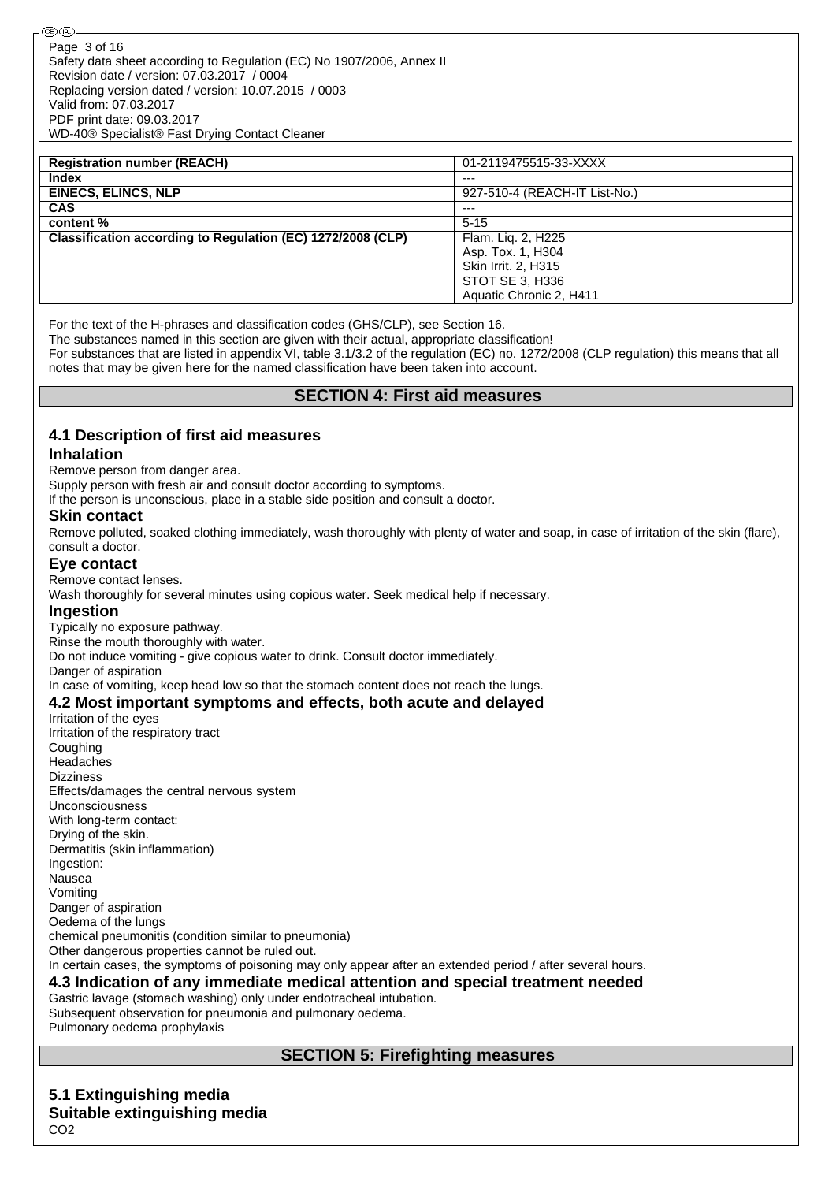| Registration number (REACH) | 01-2119475515-33-XXXX |
| --- | --- |
| Index | --- |
| EINECS, ELINCS, NLP | 927-510-4 (REACH-IT List-No.) |
| CAS | --- |
| content % | 5-15 |
| Classification according to Regulation (EC) 1272/2008 (CLP) | Flam. Liq. 2, H225<br>Asp. Tox. 1, H304<br>Skin Irrit. 2, H315<br>STOT SE 3, H336<br>Aquatic Chronic 2, H411 |

For the text of the H-phrases and classification codes (GHS/CLP), see Section 16.
The substances named in this section are given with their actual, appropriate classification!
For substances that are listed in appendix VI, table 3.1/3.2 of the regulation (EC) no. 1272/2008 (CLP regulation) this means that all notes that may be given here for the named classification have been taken into account.

## SECTION 4: First aid measures

### 4.1 Description of first aid measures

#### Inhalation

Remove person from danger area.
Supply person with fresh air and consult doctor according to symptoms.
If the person is unconscious, place in a stable side position and consult a doctor.

#### Skin contact

Remove polluted, soaked clothing immediately, wash thoroughly with plenty of water and soap, in case of irritation of the skin (flare), consult a doctor.

#### Eye contact

Remove contact lenses.
Wash thoroughly for several minutes using copious water. Seek medical help if necessary.

#### Ingestion

Typically no exposure pathway.
Rinse the mouth thoroughly with water.
Do not induce vomiting - give copious water to drink. Consult doctor immediately.
Danger of aspiration
In case of vomiting, keep head low so that the stomach content does not reach the lungs.

### 4.2 Most important symptoms and effects, both acute and delayed

Irritation of the eyes
Irritation of the respiratory tract
Coughing
Headaches
Dizziness
Effects/damages the central nervous system
Unconsciousness
With long-term contact:
Drying of the skin.
Dermatitis (skin inflammation)
Ingestion:
Nausea
Vomiting
Danger of aspiration
Oedema of the lungs
chemical pneumonitis (condition similar to pneumonia)
Other dangerous properties cannot be ruled out.
In certain cases, the symptoms of poisoning may only appear after an extended period / after several hours.

### 4.3 Indication of any immediate medical attention and special treatment needed

Gastric lavage (stomach washing) only under endotracheal intubation.
Subsequent observation for pneumonia and pulmonary oedema.
Pulmonary oedema prophylaxis

## SECTION 5: Firefighting measures

### 5.1 Extinguishing media

#### Suitable extinguishing media

$CO_2$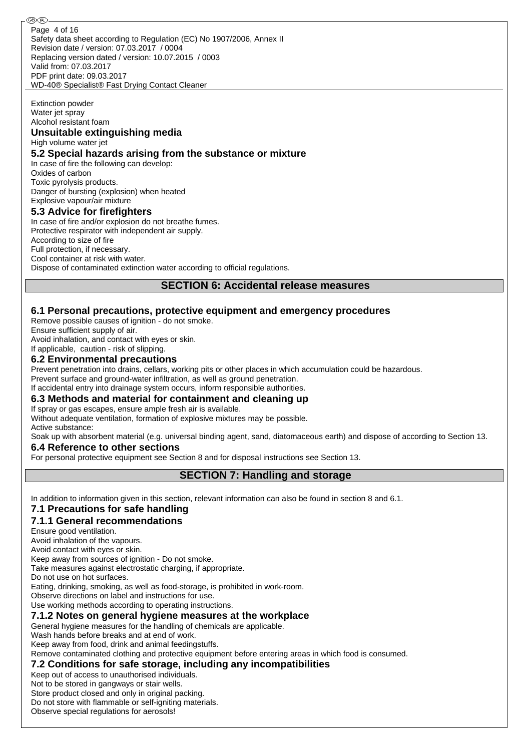Extinction powder
Water jet spray
Alcohol resistant foam

### Unsuitable extinguishing media

High volume water jet

### 5.2 Special hazards arising from the substance or mixture

In case of fire the following can develop:
Oxides of carbon
Toxic pyrolysis products.
Danger of bursting (explosion) when heated
Explosive vapour/air mixture

### 5.3 Advice for firefighters

In case of fire and/or explosion do not breathe fumes.
Protective respirator with independent air supply.
According to size of fire
Full protection, if necessary.
Cool container at risk with water.
Dispose of contaminated extinction water according to official regulations.

## SECTION 6: Accidental release measures

### 6.1 Personal precautions, protective equipment and emergency procedures

Remove possible causes of ignition - do not smoke.
Ensure sufficient supply of air.
Avoid inhalation, and contact with eyes or skin.
If applicable, caution - risk of slipping.

### 6.2 Environmental precautions

Prevent penetration into drains, cellars, working pits or other places in which accumulation could be hazardous.
Prevent surface and ground-water infiltration, as well as ground penetration.
If accidental entry into drainage system occurs, inform responsible authorities.

### 6.3 Methods and material for containment and cleaning up

If spray or gas escapes, ensure ample fresh air is available.
Without adequate ventilation, formation of explosive mixtures may be possible.
Active substance:
Soak up with absorbent material (e.g. universal binding agent, sand, diatomaceous earth) and dispose of according to Section 13.

### 6.4 Reference to other sections

For personal protective equipment see Section 8 and for disposal instructions see Section 13.

## SECTION 7: Handling and storage

In addition to information given in this section, relevant information can also be found in section 8 and 6.1.

### 7.1 Precautions for safe handling

### 7.1.1 General recommendations

Ensure good ventilation.
Avoid inhalation of the vapours.
Avoid contact with eyes or skin.
Keep away from sources of ignition - Do not smoke.
Take measures against electrostatic charging, if appropriate.
Do not use on hot surfaces.
Eating, drinking, smoking, as well as food-storage, is prohibited in work-room.
Observe directions on label and instructions for use.
Use working methods according to operating instructions.

### 7.1.2 Notes on general hygiene measures at the workplace

General hygiene measures for the handling of chemicals are applicable.
Wash hands before breaks and at end of work.
Keep away from food, drink and animal feedingstuffs.
Remove contaminated clothing and protective equipment before entering areas in which food is consumed.

### 7.2 Conditions for safe storage, including any incompatibilities

Keep out of access to unauthorised individuals.
Not to be stored in gangways or stair wells.
Store product closed and only in original packing.
Do not store with flammable or self-igniting materials.
Observe special regulations for aerosols!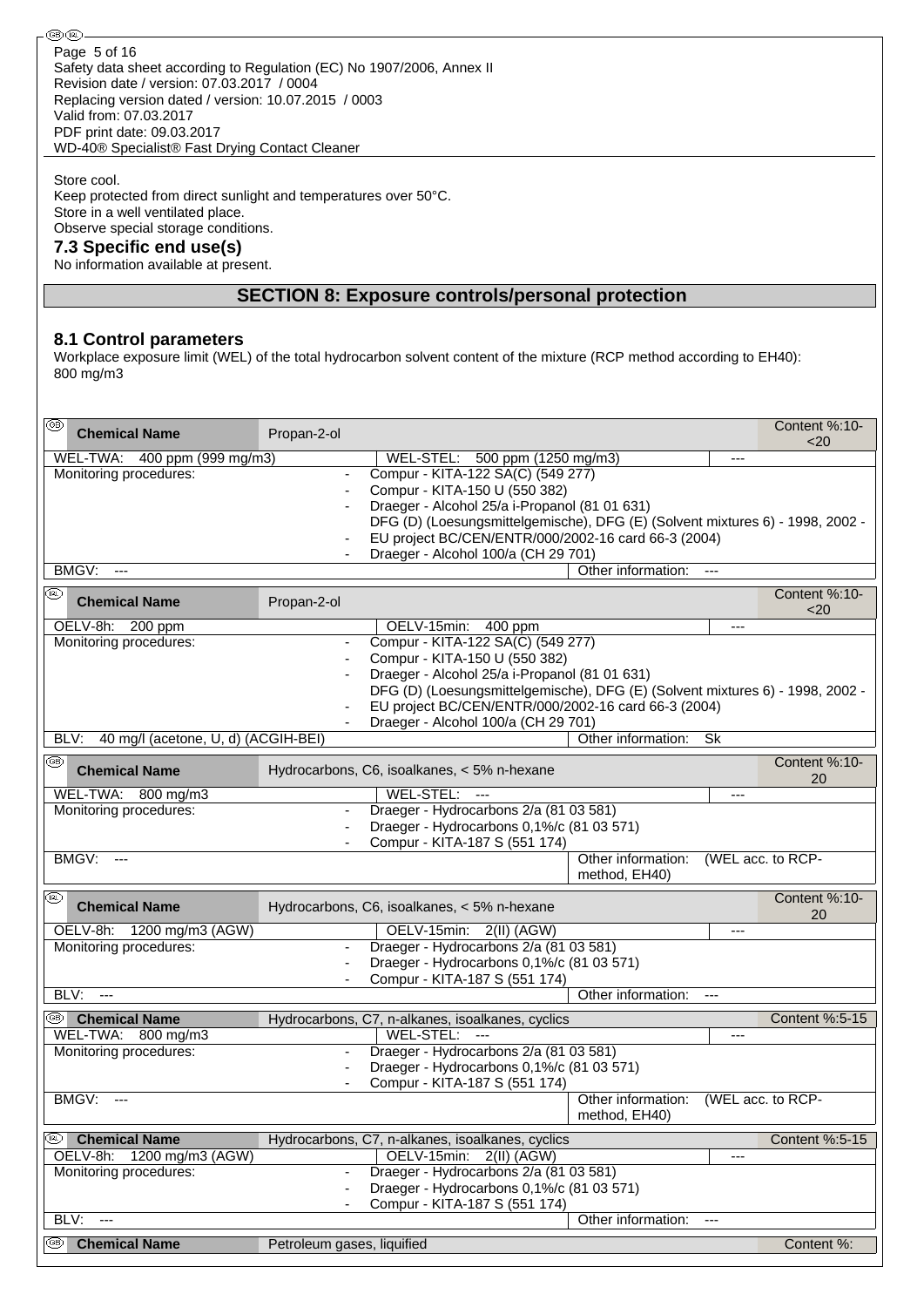Store cool.
Keep protected from direct sunlight and temperatures over 50°C.
Store in a well ventilated place.
Observe special storage conditions.

### 7.3 Specific end use(s)

No information available at present.

## SECTION 8: Exposure controls/personal protection

### 8.1 Control parameters

Workplace exposure limit (WEL) of the total hydrocarbon solvent content of the mixture (RCP method according to EH40): 800 mg/m3

| (GB) Chemical Name | Propan-2-ol | | Content %:10-<20 |
|---|---|---|---|
| WEL-TWA: 400 ppm (999 mg/m3) | WEL-STEL: 500 ppm (1250 mg/m3) | --- | |
| Monitoring procedures: | - Compur - KITA-122 SA(C) (549 277)<br>- Compur - KITA-150 U (550 382)<br>- Draeger - Alcohol 25/a i-Propanol (81 01 631)<br>DFG (D) (Loesungsmittelgemische), DFG (E) (Solvent mixtures 6) - 1998, 2002 -<br>- EU project BC/CEN/ENTR/000/2002-16 card 66-3 (2004)<br>- Draeger - Alcohol 100/a (CH 29 701) | | |
| BMGV: --- | | Other information: --- | |

| (IRL) Chemical Name | Propan-2-ol | | Content %:10-<20 |
|---|---|---|---|
| OELV-8h: 200 ppm | OELV-15min: 400 ppm | --- | |
| Monitoring procedures: | - Compur - KITA-122 SA(C) (549 277)<br>- Compur - KITA-150 U (550 382)<br>- Draeger - Alcohol 25/a i-Propanol (81 01 631)<br>DFG (D) (Loesungsmittelgemische), DFG (E) (Solvent mixtures 6) - 1998, 2002 -<br>- EU project BC/CEN/ENTR/000/2002-16 card 66-3 (2004)<br>- Draeger - Alcohol 100/a (CH 29 701) | | |
| BLV: 40 mg/l (acetone, U, d) (ACGIH-BEI) | | Other information: Sk | |

| (GB) Chemical Name | Hydrocarbons, C6, isoalkanes, < 5% n-hexane | | Content %:10-20 |
|---|---|---|---|
| WEL-TWA: 800 mg/m3 | WEL-STEL: --- | --- | |
| Monitoring procedures: | - Draeger - Hydrocarbons 2/a (81 03 581)<br>- Draeger - Hydrocarbons 0,1%/c (81 03 571)<br>- Compur - KITA-187 S (551 174) | | |
| BMGV: --- | | Other information: (WEL acc. to RCP-method, EH40) | |

| (IRL) Chemical Name | Hydrocarbons, C6, isoalkanes, < 5% n-hexane | | Content %:10-20 |
|---|---|---|---|
| OELV-8h: 1200 mg/m3 (AGW) | OELV-15min: 2(II) (AGW) | --- | |
| Monitoring procedures: | - Draeger - Hydrocarbons 2/a (81 03 581)<br>- Draeger - Hydrocarbons 0,1%/c (81 03 571)<br>- Compur - KITA-187 S (551 174) | | |
| BLV: --- | | Other information: --- | |

| (GB) Chemical Name | Hydrocarbons, C7, n-alkanes, isoalkanes, cyclics | | Content %:5-15 |
|---|---|---|---|
| WEL-TWA: 800 mg/m3 | WEL-STEL: --- | --- | |
| Monitoring procedures: | - Draeger - Hydrocarbons 2/a (81 03 581)<br>- Draeger - Hydrocarbons 0,1%/c (81 03 571)<br>- Compur - KITA-187 S (551 174) | | |
| BMGV: --- | | Other information: (WEL acc. to RCP-method, EH40) | |

| (IRL) Chemical Name | Hydrocarbons, C7, n-alkanes, isoalkanes, cyclics | | Content %:5-15 |
|---|---|---|---|
| OELV-8h: 1200 mg/m3 (AGW) | OELV-15min: 2(II) (AGW) | --- | |
| Monitoring procedures: | - Draeger - Hydrocarbons 2/a (81 03 581)<br>- Draeger - Hydrocarbons 0,1%/c (81 03 571)<br>- Compur - KITA-187 S (551 174) | | |
| BLV: --- | | Other information: --- | |

| (GB) Chemical Name | Petroleum gases, liquified | | Content %: |
|---|---|---|---|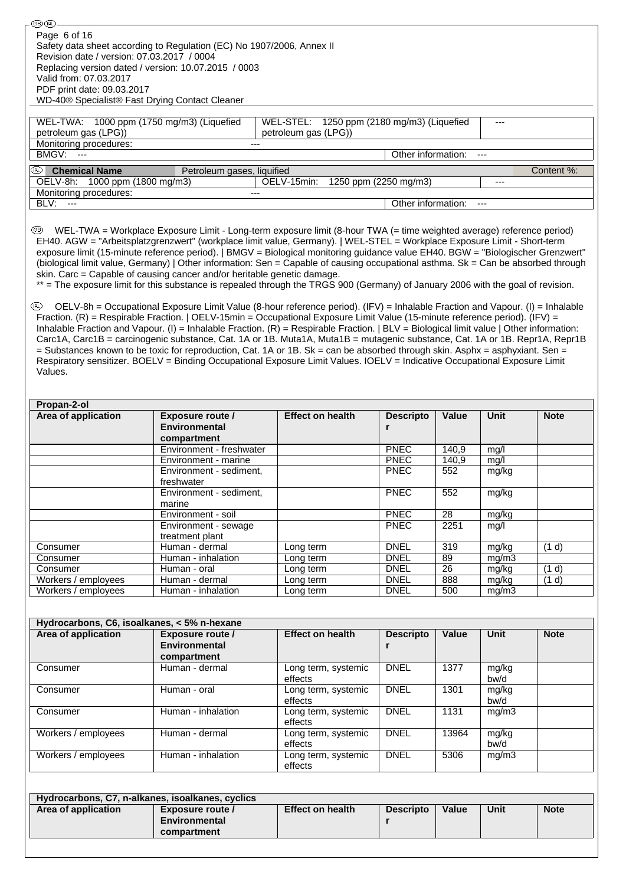| WEL-TWA: 1000 ppm (1750 mg/m3) (Liquefied petroleum gas (LPG)) | WEL-STEL: 1250 ppm (2180 mg/m3) (Liquefied petroleum gas (LPG)) | --- |
| --- | --- | --- |
| Monitoring procedures: --- | | |
| BMGV: --- | Other information: --- | |

| (IRL) Chemical Name | Petroleum gases, liquified | Content %: |
| --- | --- | --- |
| OELV-8h: 1000 ppm (1800 mg/m3) | OELV-15min: 1250 ppm (2250 mg/m3) | --- |
| Monitoring procedures: --- | | |
| BLV: --- | Other information: --- | |

(GB) WEL-TWA = Workplace Exposure Limit - Long-term exposure limit (8-hour TWA (= time weighted average) reference period) EH40. AGW = "Arbeitsplatzgrenzwert" (workplace limit value, Germany). | WEL-STEL = Workplace Exposure Limit - Short-term exposure limit (15-minute reference period). | BMGV = Biological monitoring guidance value EH40. BGW = "Biologischer Grenzwert" (biological limit value, Germany) | Other information: Sen = Capable of causing occupational asthma. Sk = Can be absorbed through skin. Carc = Capable of causing cancer and/or heritable genetic damage.
** = The exposure limit for this substance is repealed through the TRGS 900 (Germany) of January 2006 with the goal of revision.

(IRL) OELV-8h = Occupational Exposure Limit Value (8-hour reference period). (IFV) = Inhalable Fraction and Vapour. (I) = Inhalable Fraction. (R) = Respirable Fraction. | OELV-15min = Occupational Exposure Limit Value (15-minute reference period). (IFV) = Inhalable Fraction and Vapour. (I) = Inhalable Fraction. (R) = Respirable Fraction. | BLV = Biological limit value | Other information: Carc1A, Carc1B = carcinogenic substance, Cat. 1A or 1B. Muta1A, Muta1B = mutagenic substance, Cat. 1A or 1B. Repr1A, Repr1B = Substances known to be toxic for reproduction, Cat. 1A or 1B. Sk = can be absorbed through skin. Asphx = asphyxiant. Sen = Respiratory sensitizer. BOELV = Binding Occupational Exposure Limit Values. IOELV = Indicative Occupational Exposure Limit Values.

**Propan-2-ol**

| Area of application | Exposure route / Environmental compartment | Effect on health | Descriptor | Value | Unit | Note |
| --- | --- | --- | --- | --- | --- | --- |
| | Environment - freshwater | | PNEC | 140,9 | mg/l | |
| | Environment - marine | | PNEC | 140,9 | mg/l | |
| | Environment - sediment, freshwater | | PNEC | 552 | mg/kg | |
| | Environment - sediment, marine | | PNEC | 552 | mg/kg | |
| | Environment - soil | | PNEC | 28 | mg/kg | |
| | Environment - sewage treatment plant | | PNEC | 2251 | mg/l | |
| Consumer | Human - dermal | Long term | DNEL | 319 | mg/kg | (1 d) |
| Consumer | Human - inhalation | Long term | DNEL | 89 | mg/m3 | |
| Consumer | Human - oral | Long term | DNEL | 26 | mg/kg | (1 d) |
| Workers / employees | Human - dermal | Long term | DNEL | 888 | mg/kg | (1 d) |
| Workers / employees | Human - inhalation | Long term | DNEL | 500 | mg/m3 | |

**Hydrocarbons, C6, isoalkanes, < 5% n-hexane**

| Area of application | Exposure route / Environmental compartment | Effect on health | Descriptor | Value | Unit | Note |
| --- | --- | --- | --- | --- | --- | --- |
| Consumer | Human - dermal | Long term, systemic effects | DNEL | 1377 | mg/kg bw/d | |
| Consumer | Human - oral | Long term, systemic effects | DNEL | 1301 | mg/kg bw/d | |
| Consumer | Human - inhalation | Long term, systemic effects | DNEL | 1131 | mg/m3 | |
| Workers / employees | Human - dermal | Long term, systemic effects | DNEL | 13964 | mg/kg bw/d | |
| Workers / employees | Human - inhalation | Long term, systemic effects | DNEL | 5306 | mg/m3 | |

**Hydrocarbons, C7, n-alkanes, isoalkanes, cyclics**

| Area of application | Exposure route / Environmental compartment | Effect on health | Descriptor | Value | Unit | Note |
| --- | --- | --- | --- | --- | --- | --- |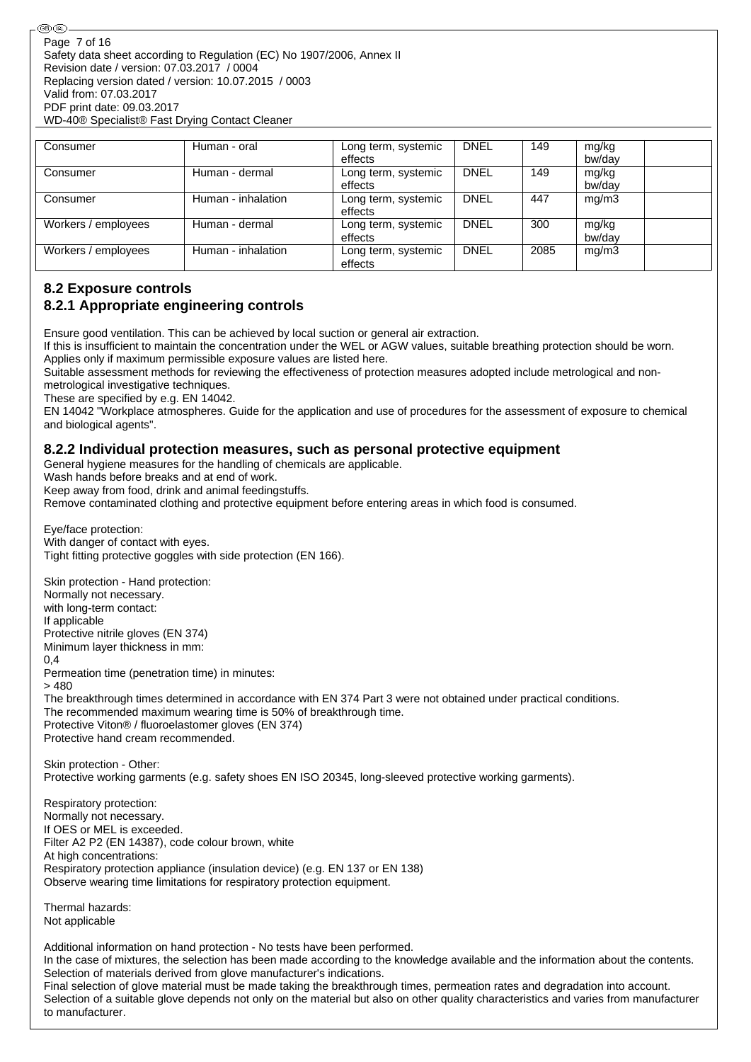| Consumer | Human - oral | Long term, systemic effects | DNEL | 149 | mg/kg bw/day | |
|---|---|---|---|---|---|---|
| Consumer | Human - dermal | Long term, systemic effects | DNEL | 149 | mg/kg bw/day | |
| Consumer | Human - inhalation | Long term, systemic effects | DNEL | 447 | mg/m3 | |
| Workers / employees | Human - dermal | Long term, systemic effects | DNEL | 300 | mg/kg bw/day | |
| Workers / employees | Human - inhalation | Long term, systemic effects | DNEL | 2085 | mg/m3 | |

## 8.2 Exposure controls

### 8.2.1 Appropriate engineering controls

Ensure good ventilation. This can be achieved by local suction or general air extraction.
If this is insufficient to maintain the concentration under the WEL or AGW values, suitable breathing protection should be worn. Applies only if maximum permissible exposure values are listed here.
Suitable assessment methods for reviewing the effectiveness of protection measures adopted include metrological and non-metrological investigative techniques.
These are specified by e.g. EN 14042.
EN 14042 "Workplace atmospheres. Guide for the application and use of procedures for the assessment of exposure to chemical and biological agents".

### 8.2.2 Individual protection measures, such as personal protective equipment

General hygiene measures for the handling of chemicals are applicable.
Wash hands before breaks and at end of work.
Keep away from food, drink and animal feedingstuffs.
Remove contaminated clothing and protective equipment before entering areas in which food is consumed.

Eye/face protection:
With danger of contact with eyes.
Tight fitting protective goggles with side protection (EN 166).

Skin protection - Hand protection:
Normally not necessary.
with long-term contact:
If applicable
Protective nitrile gloves (EN 374)
Minimum layer thickness in mm:
0,4
Permeation time (penetration time) in minutes:
> 480
The breakthrough times determined in accordance with EN 374 Part 3 were not obtained under practical conditions.
The recommended maximum wearing time is 50% of breakthrough time.
Protective Viton® / fluoroelastomer gloves (EN 374)
Protective hand cream recommended.

Skin protection - Other:
Protective working garments (e.g. safety shoes EN ISO 20345, long-sleeved protective working garments).

Respiratory protection:
Normally not necessary.
If OES or MEL is exceeded.
Filter A2 P2 (EN 14387), code colour brown, white
At high concentrations:
Respiratory protection appliance (insulation device) (e.g. EN 137 or EN 138)
Observe wearing time limitations for respiratory protection equipment.

Thermal hazards:
Not applicable

Additional information on hand protection - No tests have been performed.
In the case of mixtures, the selection has been made according to the knowledge available and the information about the contents.
Selection of materials derived from glove manufacturer's indications.
Final selection of glove material must be made taking the breakthrough times, permeation rates and degradation into account.
Selection of a suitable glove depends not only on the material but also on other quality characteristics and varies from manufacturer to manufacturer.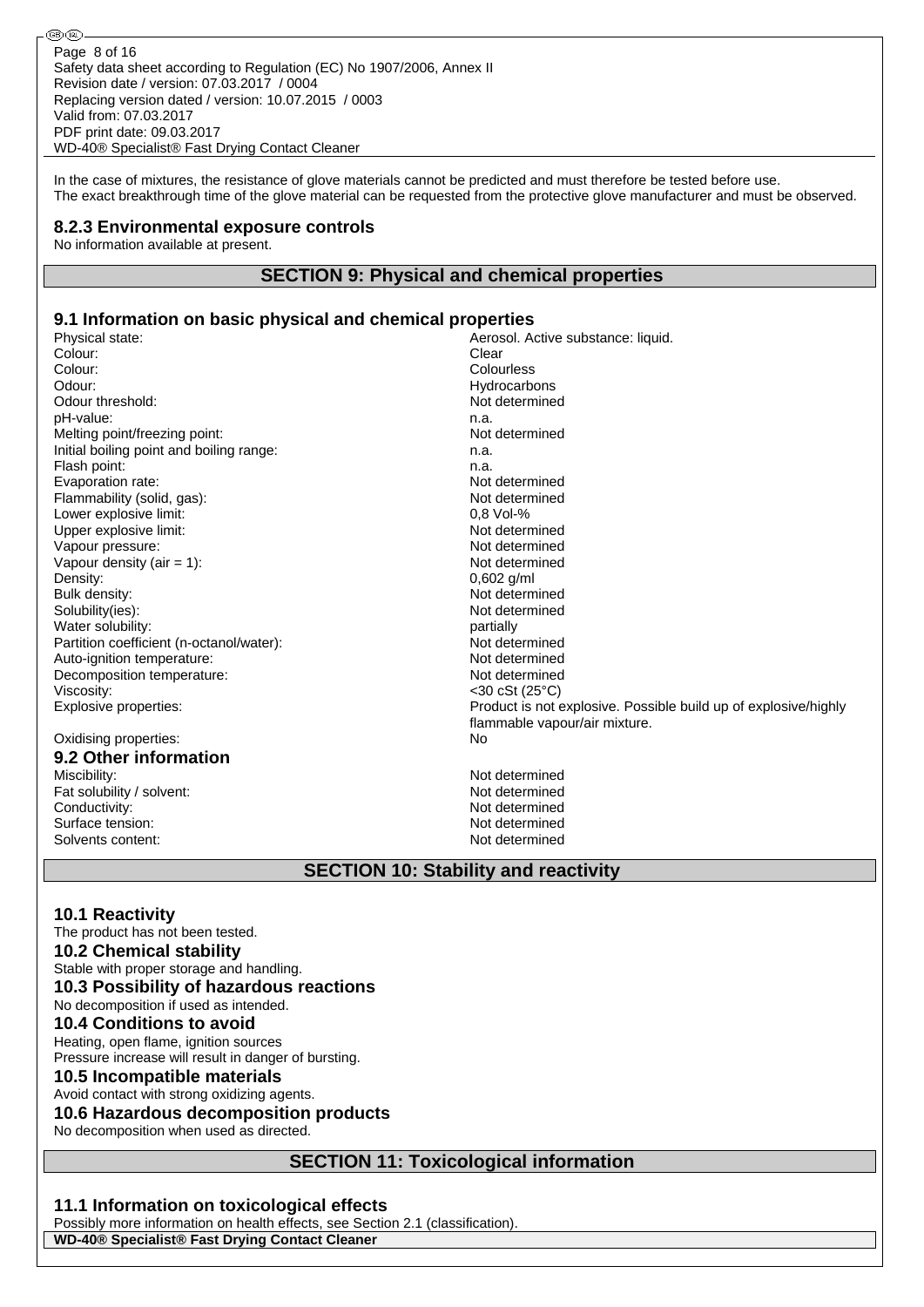In the case of mixtures, the resistance of glove materials cannot be predicted and must therefore be tested before use.
The exact breakthrough time of the glove material can be requested from the protective glove manufacturer and must be observed.

### 8.2.3 Environmental exposure controls

No information available at present.

## SECTION 9: Physical and chemical properties

### 9.1 Information on basic physical and chemical properties

| | |
|---|---|
| Physical state: | Aerosol. Active substance: liquid. |
| Colour: | Clear |
| Colour: | Colourless |
| Odour: | Hydrocarbons |
| Odour threshold: | Not determined |
| pH-value: | n.a. |
| Melting point/freezing point: | Not determined |
| Initial boiling point and boiling range: | n.a. |
| Flash point: | n.a. |
| Evaporation rate: | Not determined |
| Flammability (solid, gas): | Not determined |
| Lower explosive limit: | 0,8 Vol-% |
| Upper explosive limit: | Not determined |
| Vapour pressure: | Not determined |
| Vapour density (air = 1): | Not determined |
| Density: | 0,602 g/ml |
| Bulk density: | Not determined |
| Solubility(ies): | Not determined |
| Water solubility: | partially |
| Partition coefficient (n-octanol/water): | Not determined |
| Auto-ignition temperature: | Not determined |
| Decomposition temperature: | Not determined |
| Viscosity: | <30 cSt (25°C) |
| Explosive properties: | Product is not explosive. Possible build up of explosive/highly flammable vapour/air mixture. |
| Oxidising properties: | No |

### 9.2 Other information

| | |
|---|---|
| Miscibility: | Not determined |
| Fat solubility / solvent: | Not determined |
| Conductivity: | Not determined |
| Surface tension: | Not determined |
| Solvents content: | Not determined |

## SECTION 10: Stability and reactivity

### 10.1 Reactivity

The product has not been tested.

### 10.2 Chemical stability

Stable with proper storage and handling.

### 10.3 Possibility of hazardous reactions

No decomposition if used as intended.

### 10.4 Conditions to avoid

Heating, open flame, ignition sources
Pressure increase will result in danger of bursting.

### 10.5 Incompatible materials

Avoid contact with strong oxidizing agents.

### 10.6 Hazardous decomposition products

No decomposition when used as directed.

## SECTION 11: Toxicological information

### 11.1 Information on toxicological effects

Possibly more information on health effects, see Section 2.1 (classification).

**WD-40® Specialist® Fast Drying Contact Cleaner**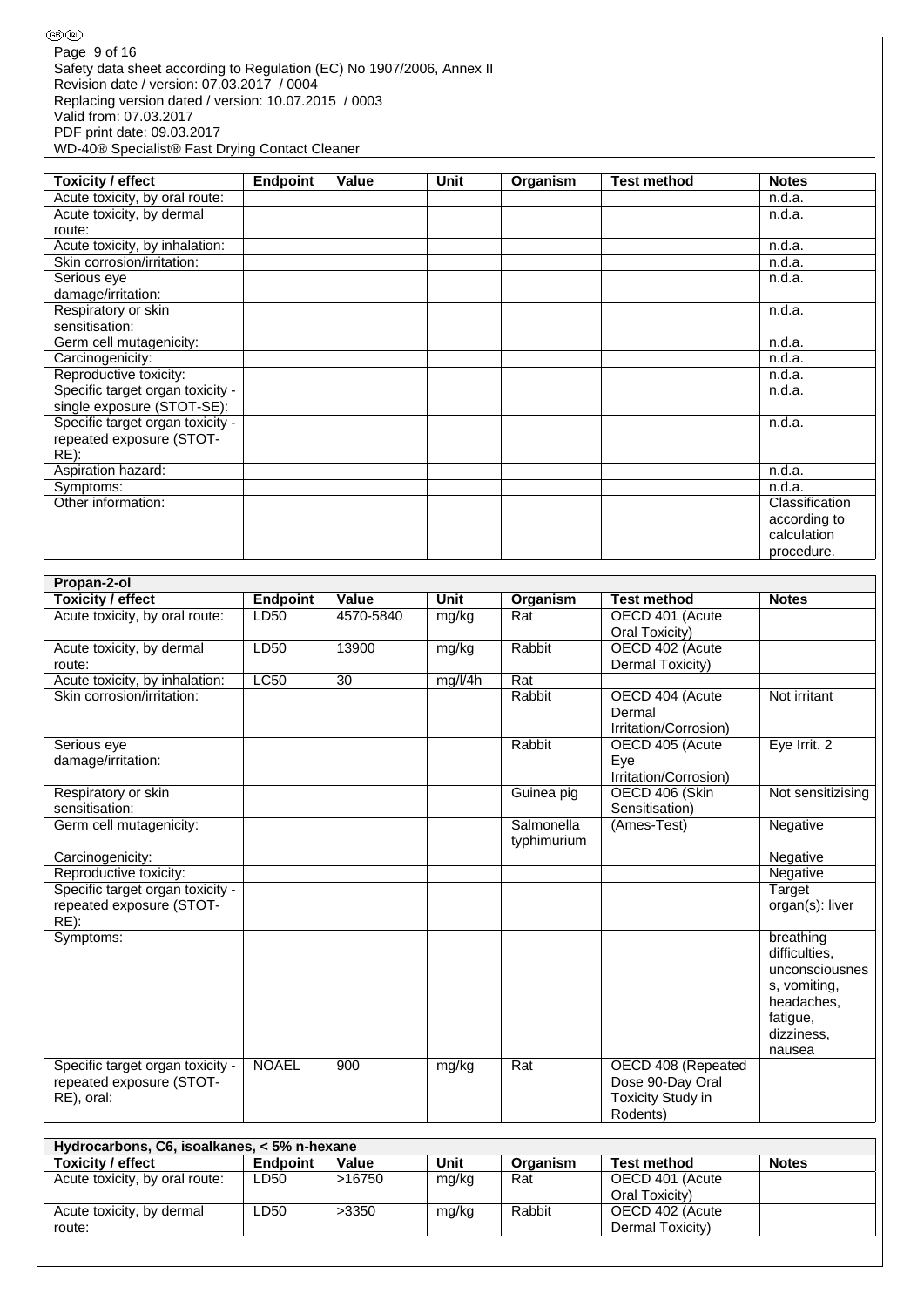| Toxicity / effect | Endpoint | Value | Unit | Organism | Test method | Notes |
|---|---|---|---|---|---|---|
| Acute toxicity, by oral route: | | | | | | n.d.a. |
| Acute toxicity, by dermal route: | | | | | | n.d.a. |
| Acute toxicity, by inhalation: | | | | | | n.d.a. |
| Skin corrosion/irritation: | | | | | | n.d.a. |
| Serious eye damage/irritation: | | | | | | n.d.a. |
| Respiratory or skin sensitisation: | | | | | | n.d.a. |
| Germ cell mutagenicity: | | | | | | n.d.a. |
| Carcinogenicity: | | | | | | n.d.a. |
| Reproductive toxicity: | | | | | | n.d.a. |
| Specific target organ toxicity - single exposure (STOT-SE): | | | | | | n.d.a. |
| Specific target organ toxicity - repeated exposure (STOT-RE): | | | | | | n.d.a. |
| Aspiration hazard: | | | | | | n.d.a. |
| Symptoms: | | | | | | n.d.a. |
| Other information: | | | | | | Classification according to calculation procedure. |

| Propan-2-ol | | | | | | |
|---|---|---|---|---|---|---|
| **Toxicity / effect** | **Endpoint** | **Value** | **Unit** | **Organism** | **Test method** | **Notes** |
| Acute toxicity, by oral route: | LD50 | 4570-5840 | mg/kg | Rat | OECD 401 (Acute Oral Toxicity) | |
| Acute toxicity, by dermal route: | LD50 | 13900 | mg/kg | Rabbit | OECD 402 (Acute Dermal Toxicity) | |
| Acute toxicity, by inhalation: | LC50 | 30 | mg/l/4h | Rat | | |
| Skin corrosion/irritation: | | | | Rabbit | OECD 404 (Acute Dermal Irritation/Corrosion) | Not irritant |
| Serious eye damage/irritation: | | | | Rabbit | OECD 405 (Acute Eye Irritation/Corrosion) | Eye Irrit. 2 |
| Respiratory or skin sensitisation: | | | | Guinea pig | OECD 406 (Skin Sensitisation) | Not sensitizising |
| Germ cell mutagenicity: | | | | Salmonella typhimurium | (Ames-Test) | Negative |
| Carcinogenicity: | | | | | | Negative |
| Reproductive toxicity: | | | | | | Negative |
| Specific target organ toxicity - repeated exposure (STOT-RE): | | | | | | Target organ(s): liver |
| Symptoms: | | | | | | breathing difficulties, unconsciousness, vomiting, headaches, fatigue, dizziness, nausea |
| Specific target organ toxicity - repeated exposure (STOT-RE), oral: | NOAEL | 900 | mg/kg | Rat | OECD 408 (Repeated Dose 90-Day Oral Toxicity Study in Rodents) | |

| Hydrocarbons, C6, isoalkanes, < 5% n-hexane | | | | | | |
|---|---|---|---|---|---|---|
| **Toxicity / effect** | **Endpoint** | **Value** | **Unit** | **Organism** | **Test method** | **Notes** |
| Acute toxicity, by oral route: | LD50 | >16750 | mg/kg | Rat | OECD 401 (Acute Oral Toxicity) | |
| Acute toxicity, by dermal route: | LD50 | >3350 | mg/kg | Rabbit | OECD 402 (Acute Dermal Toxicity) | |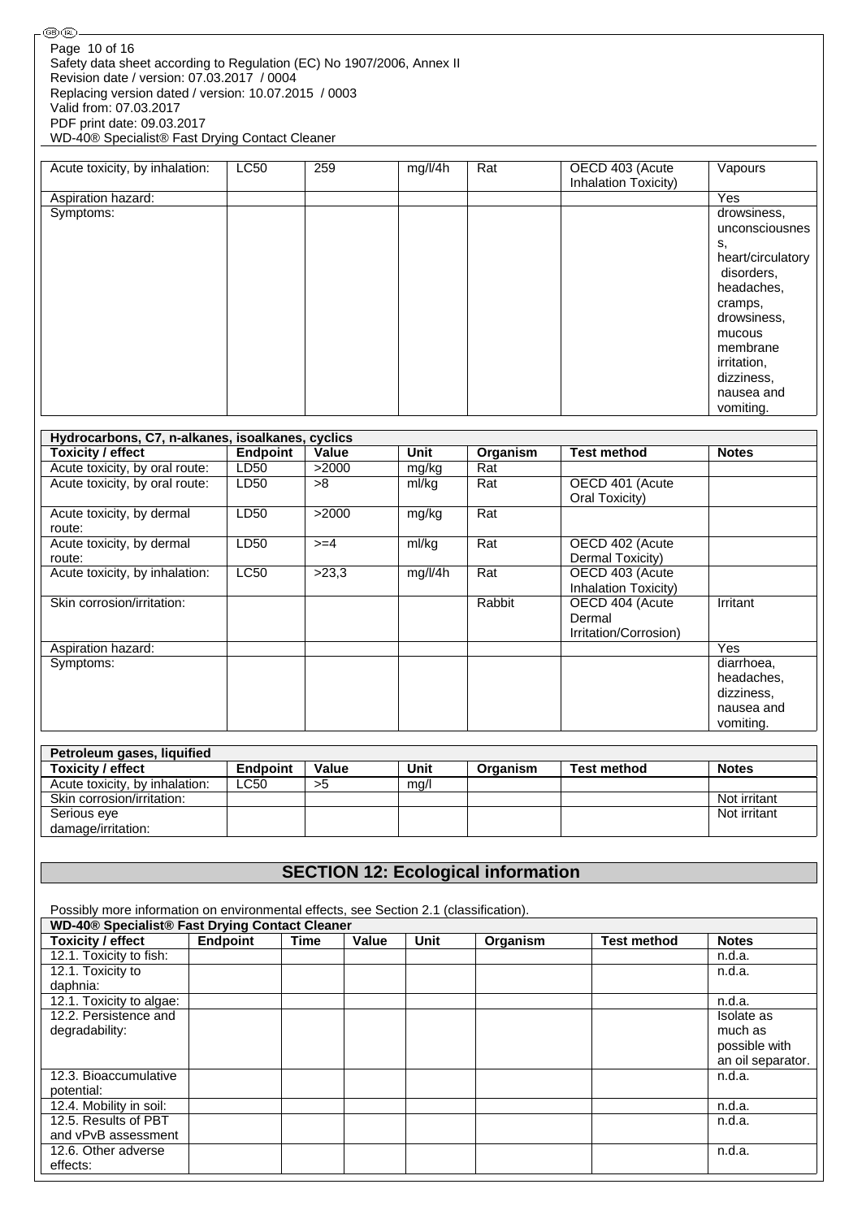| | | | | | | |
|---|---|---|---|---|---|---|
| Acute toxicity, by inhalation: | LC50 | 259 | mg/l/4h | Rat | OECD 403 (Acute Inhalation Toxicity) | Vapours |
| Aspiration hazard: | | | | | | Yes |
| Symptoms: | | | | | | drowsiness, unconsciousness, heart/circulatory disorders, headaches, cramps, drowsiness, mucous membrane irritation, dizziness, nausea and vomiting. |

| Hydrocarbons, C7, n-alkanes, isoalkanes, cyclics | | | | | | |
|---|---|---|---|---|---|---|
| **Toxicity / effect** | **Endpoint** | **Value** | **Unit** | **Organism** | **Test method** | **Notes** |
| Acute toxicity, by oral route: | LD50 | >2000 | mg/kg | Rat | | |
| Acute toxicity, by oral route: | LD50 | >8 | ml/kg | Rat | OECD 401 (Acute Oral Toxicity) | |
| Acute toxicity, by dermal route: | LD50 | >2000 | mg/kg | Rat | | |
| Acute toxicity, by dermal route: | LD50 | >=4 | ml/kg | Rat | OECD 402 (Acute Dermal Toxicity) | |
| Acute toxicity, by inhalation: | LC50 | >23,3 | mg/l/4h | Rat | OECD 403 (Acute Inhalation Toxicity) | |
| Skin corrosion/irritation: | | | | Rabbit | OECD 404 (Acute Dermal Irritation/Corrosion) | Irritant |
| Aspiration hazard: | | | | | | Yes |
| Symptoms: | | | | | | diarrhoea, headaches, dizziness, nausea and vomiting. |

| Petroleum gases, liquified | | | | | | |
|---|---|---|---|---|---|---|
| **Toxicity / effect** | **Endpoint** | **Value** | **Unit** | **Organism** | **Test method** | **Notes** |
| Acute toxicity, by inhalation: | LC50 | >5 | mg/l | | | |
| Skin corrosion/irritation: | | | | | | Not irritant |
| Serious eye damage/irritation: | | | | | | Not irritant |

## SECTION 12: Ecological information

Possibly more information on environmental effects, see Section 2.1 (classification).

| WD-40® Specialist® Fast Drying Contact Cleaner | | | | | | | |
|---|---|---|---|---|---|---|---|
| **Toxicity / effect** | **Endpoint** | **Time** | **Value** | **Unit** | **Organism** | **Test method** | **Notes** |
| 12.1. Toxicity to fish: | | | | | | | n.d.a. |
| 12.1. Toxicity to daphnia: | | | | | | | n.d.a. |
| 12.1. Toxicity to algae: | | | | | | | n.d.a. |
| 12.2. Persistence and degradability: | | | | | | | Isolate as much as possible with an oil separator. |
| 12.3. Bioaccumulative potential: | | | | | | | n.d.a. |
| 12.4. Mobility in soil: | | | | | | | n.d.a. |
| 12.5. Results of PBT and vPvB assessment | | | | | | | n.d.a. |
| 12.6. Other adverse effects: | | | | | | | n.d.a. |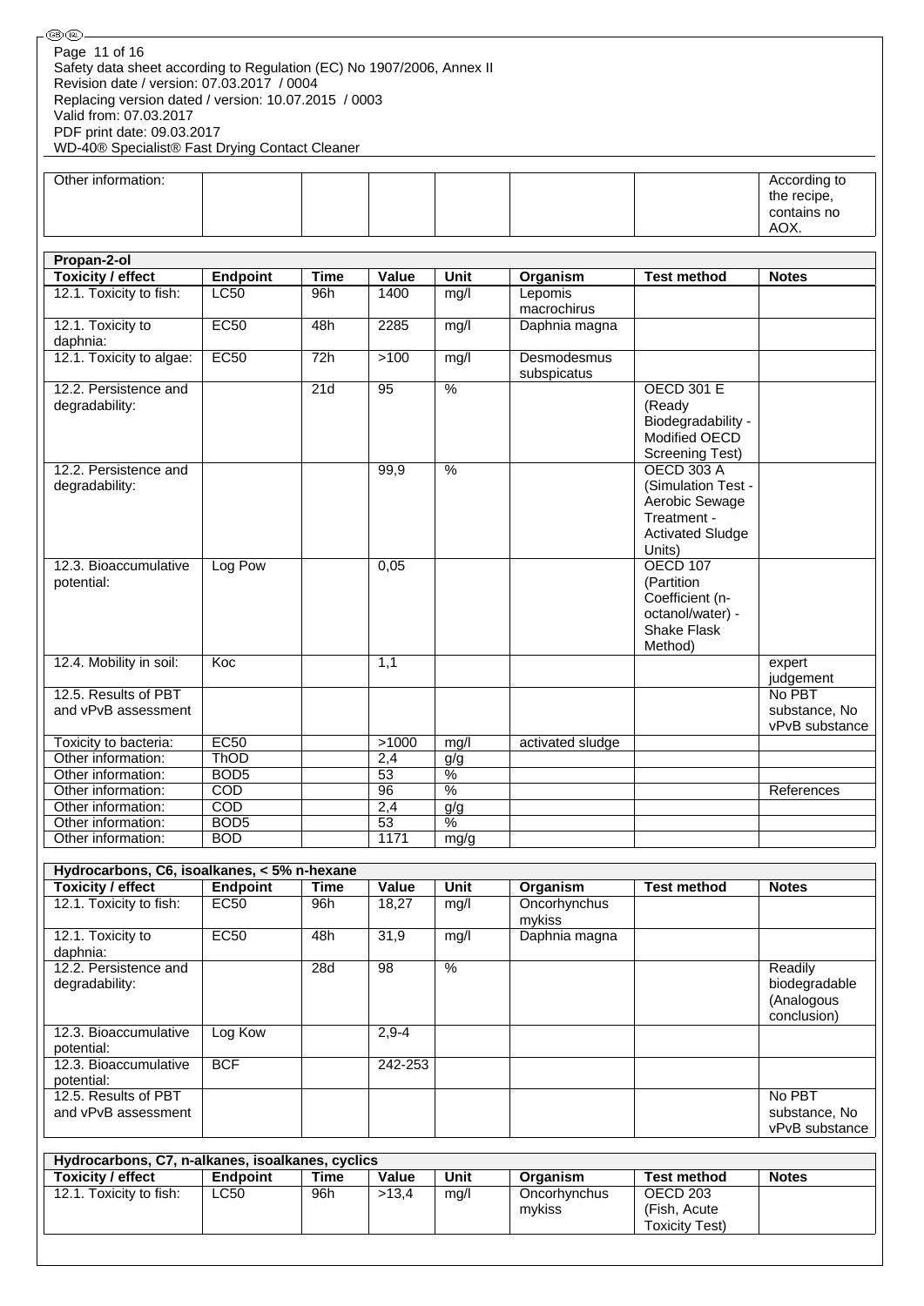| Other information: | | | | | | | According to the recipe, contains no AOX. |
|---|---|---|---|---|---|---|---|

| Propan-2-ol | | | | | | | |
|---|---|---|---|---|---|---|---|
| **Toxicity / effect** | **Endpoint** | **Time** | **Value** | **Unit** | **Organism** | **Test method** | **Notes** |
| 12.1. Toxicity to fish: | LC50 | 96h | 1400 | mg/l | Lepomis macrochirus | | |
| 12.1. Toxicity to daphnia: | EC50 | 48h | 2285 | mg/l | Daphnia magna | | |
| 12.1. Toxicity to algae: | EC50 | 72h | >100 | mg/l | Desmodesmus subspicatus | | |
| 12.2. Persistence and degradability: | | 21d | 95 | % | | OECD 301 E (Ready Biodegradability - Modified OECD Screening Test) | |
| 12.2. Persistence and degradability: | | | 99,9 | % | | OECD 303 A (Simulation Test - Aerobic Sewage Treatment - Activated Sludge Units) | |
| 12.3. Bioaccumulative potential: | Log Pow | | 0,05 | | | OECD 107 (Partition Coefficient (n-octanol/water) - Shake Flask Method) | |
| 12.4. Mobility in soil: | Koc | | 1,1 | | | | expert judgement |
| 12.5. Results of PBT and vPvB assessment | | | | | | | No PBT substance, No vPvB substance |
| Toxicity to bacteria: | EC50 | | >1000 | mg/l | activated sludge | | |
| Other information: | ThOD | | 2,4 | g/g | | | |
| Other information: | BOD5 | | 53 | % | | | |
| Other information: | COD | | 96 | % | | | References |
| Other information: | COD | | 2,4 | g/g | | | |
| Other information: | BOD5 | | 53 | % | | | |
| Other information: | BOD | | 1171 | mg/g | | | |

| Hydrocarbons, C6, isoalkanes, < 5% n-hexane | | | | | | | |
|---|---|---|---|---|---|---|---|
| **Toxicity / effect** | **Endpoint** | **Time** | **Value** | **Unit** | **Organism** | **Test method** | **Notes** |
| 12.1. Toxicity to fish: | EC50 | 96h | 18,27 | mg/l | Oncorhynchus mykiss | | |
| 12.1. Toxicity to daphnia: | EC50 | 48h | 31,9 | mg/l | Daphnia magna | | |
| 12.2. Persistence and degradability: | | 28d | 98 | % | | | Readily biodegradable (Analogous conclusion) |
| 12.3. Bioaccumulative potential: | Log Kow | | 2,9-4 | | | | |
| 12.3. Bioaccumulative potential: | BCF | | 242-253 | | | | |
| 12.5. Results of PBT and vPvB assessment | | | | | | | No PBT substance, No vPvB substance |

| Hydrocarbons, C7, n-alkanes, isoalkanes, cyclics | | | | | | | |
|---|---|---|---|---|---|---|---|
| **Toxicity / effect** | **Endpoint** | **Time** | **Value** | **Unit** | **Organism** | **Test method** | **Notes** |
| 12.1. Toxicity to fish: | LC50 | 96h | >13,4 | mg/l | Oncorhynchus mykiss | OECD 203 (Fish, Acute Toxicity Test) | |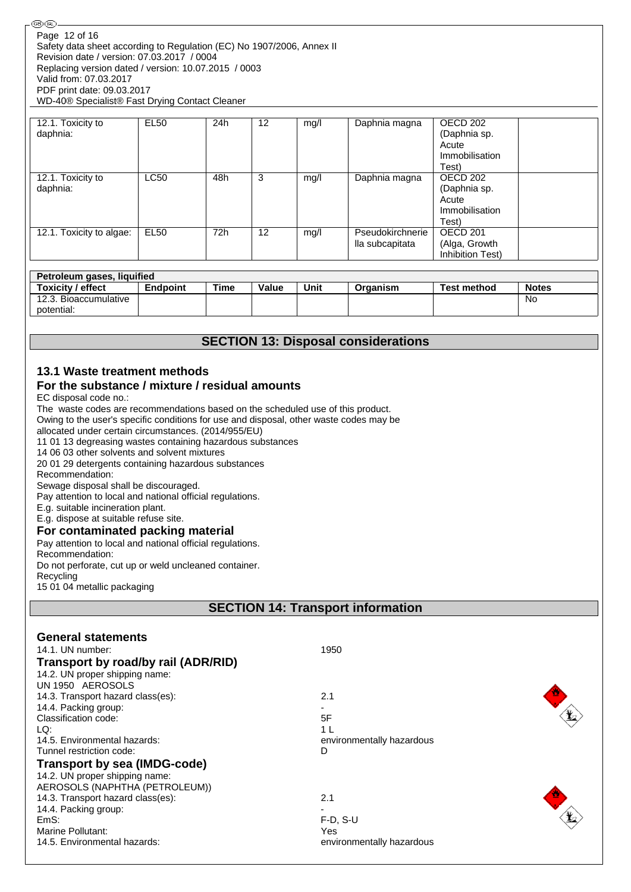| | | | | | | | |
|---|---|---|---|---|---|---|---|
| 12.1. Toxicity to daphnia: | EL50 | 24h | 12 | mg/l | Daphnia magna | OECD 202 (Daphnia sp. Acute Immobilisation Test) | |
| 12.1. Toxicity to daphnia: | LC50 | 48h | 3 | mg/l | Daphnia magna | OECD 202 (Daphnia sp. Acute Immobilisation Test) | |
| 12.1. Toxicity to algae: | EL50 | 72h | 12 | mg/l | Pseudokirchneriella subcapitata | OECD 201 (Alga, Growth Inhibition Test) | |

| Petroleum gases, liquified | | | | | | | |
|---|---|---|---|---|---|---|---|
| **Toxicity / effect** | **Endpoint** | **Time** | **Value** | **Unit** | **Organism** | **Test method** | **Notes** |
| 12.3. Bioaccumulative potential: | | | | | | | No |

## SECTION 13: Disposal considerations

### 13.1 Waste treatment methods

### For the substance / mixture / residual amounts

EC disposal code no.:
The waste codes are recommendations based on the scheduled use of this product.
Owing to the user's specific conditions for use and disposal, other waste codes may be allocated under certain circumstances. (2014/955/EU)
11 01 13 degreasing wastes containing hazardous substances
14 06 03 other solvents and solvent mixtures
20 01 29 detergents containing hazardous substances
Recommendation:
Sewage disposal shall be discouraged.
Pay attention to local and national official regulations.
E.g. suitable incineration plant.
E.g. dispose at suitable refuse site.

### For contaminated packing material

Pay attention to local and national official regulations.
Recommendation:
Do not perforate, cut up or weld uncleaned container.
Recycling
15 01 04 metallic packaging

## SECTION 14: Transport information

### General statements

14.1. UN number: 1950

### Transport by road/by rail (ADR/RID)

14.2. UN proper shipping name:
UN 1950 AEROSOLS
14.3. Transport hazard class(es): 2.1
14.4. Packing group: -
Classification code: 5F
LQ: 1 L
14.5. Environmental hazards: environmentally hazardous
Tunnel restriction code: D

### Transport by sea (IMDG-code)

14.2. UN proper shipping name:
AEROSOLS (NAPHTHA (PETROLEUM))
14.3. Transport hazard class(es): 2.1
14.4. Packing group: -
EmS: F-D, S-U
Marine Pollutant: Yes
14.5. Environmental hazards: environmentally hazardous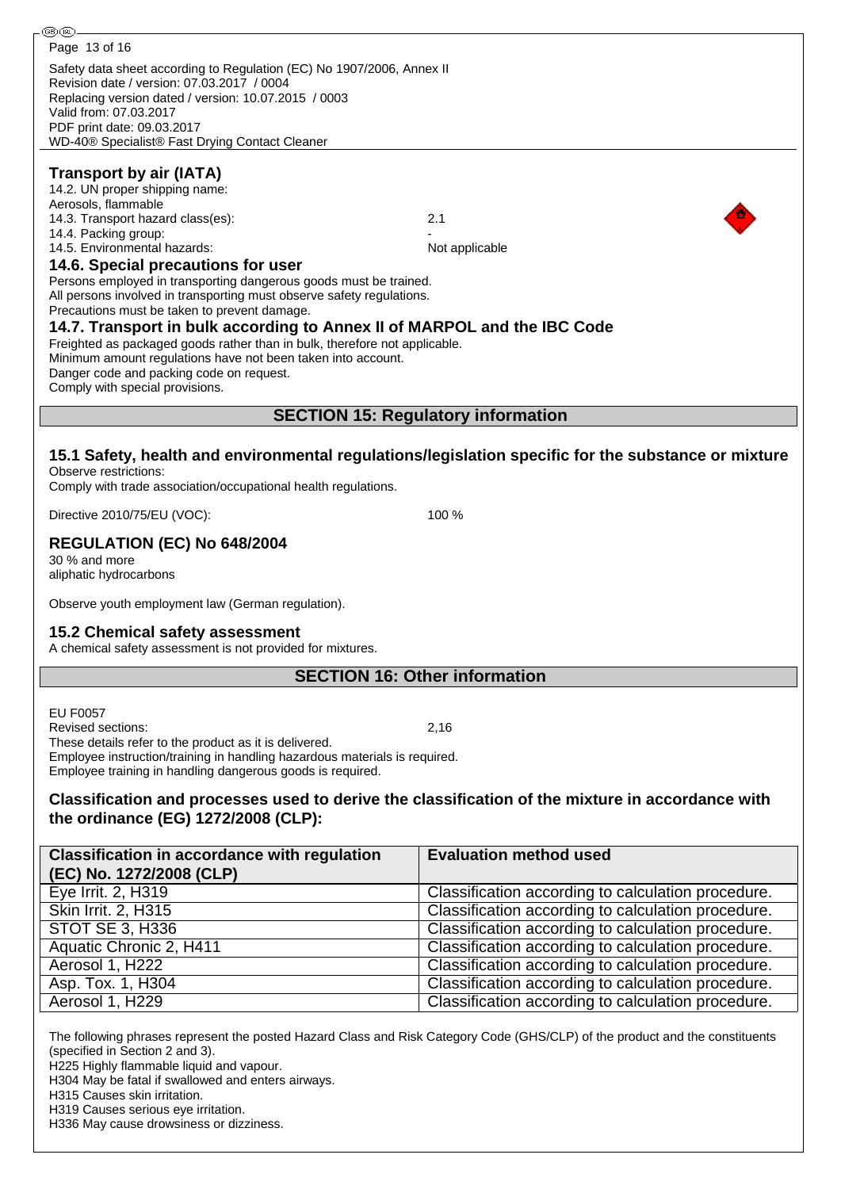Safety data sheet according to Regulation (EC) No 1907/2006, Annex II
Revision date / version: 07.03.2017 / 0004
Replacing version dated / version: 10.07.2015 / 0003
Valid from: 07.03.2017
PDF print date: 09.03.2017
WD-40® Specialist® Fast Drying Contact Cleaner

### Transport by air (IATA)

14.2. UN proper shipping name:
Aerosols, flammable
14.3. Transport hazard class(es): 2.1
14.4. Packing group: -
14.5. Environmental hazards: Not applicable

### 14.6. Special precautions for user

Persons employed in transporting dangerous goods must be trained.
All persons involved in transporting must observe safety regulations.
Precautions must be taken to prevent damage.

### 14.7. Transport in bulk according to Annex II of MARPOL and the IBC Code

Freighted as packaged goods rather than in bulk, therefore not applicable.
Minimum amount regulations have not been taken into account.
Danger code and packing code on request.
Comply with special provisions.

## SECTION 15: Regulatory information

### 15.1 Safety, health and environmental regulations/legislation specific for the substance or mixture

Observe restrictions:
Comply with trade association/occupational health regulations.

Directive 2010/75/EU (VOC): 100 %

### REGULATION (EC) No 648/2004

30 % and more
aliphatic hydrocarbons

Observe youth employment law (German regulation).

### 15.2 Chemical safety assessment

A chemical safety assessment is not provided for mixtures.

## SECTION 16: Other information

EU F0057
Revised sections: 2,16
These details refer to the product as it is delivered.
Employee instruction/training in handling hazardous materials is required.
Employee training in handling dangerous goods is required.

### Classification and processes used to derive the classification of the mixture in accordance with the ordinance (EG) 1272/2008 (CLP):

| Classification in accordance with regulation (EC) No. 1272/2008 (CLP) | Evaluation method used |
|---|---|
| Eye Irrit. 2, H319 | Classification according to calculation procedure. |
| Skin Irrit. 2, H315 | Classification according to calculation procedure. |
| STOT SE 3, H336 | Classification according to calculation procedure. |
| Aquatic Chronic 2, H411 | Classification according to calculation procedure. |
| Aerosol 1, H222 | Classification according to calculation procedure. |
| Asp. Tox. 1, H304 | Classification according to calculation procedure. |
| Aerosol 1, H229 | Classification according to calculation procedure. |

The following phrases represent the posted Hazard Class and Risk Category Code (GHS/CLP) of the product and the constituents (specified in Section 2 and 3).
H225 Highly flammable liquid and vapour.
H304 May be fatal if swallowed and enters airways.
H315 Causes skin irritation.
H319 Causes serious eye irritation.
H336 May cause drowsiness or dizziness.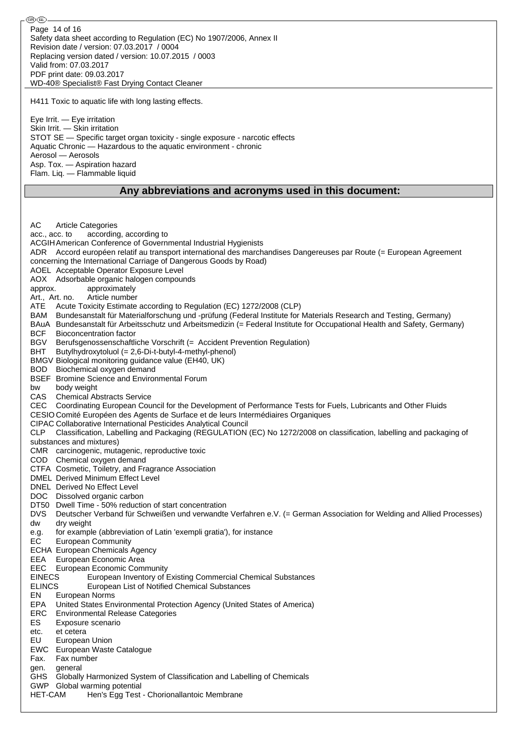H411 Toxic to aquatic life with long lasting effects.

Eye Irrit. — Eye irritation
Skin Irrit. — Skin irritation
STOT SE — Specific target organ toxicity - single exposure - narcotic effects
Aquatic Chronic — Hazardous to the aquatic environment - chronic
Aerosol — Aerosols
Asp. Tox. — Aspiration hazard
Flam. Liq. — Flammable liquid

## Any abbreviations and acronyms used in this document:

AC Article Categories
acc., acc. to according, according to
ACGIH American Conference of Governmental Industrial Hygienists
ADR Accord européen relatif au transport international des marchandises Dangereuses par Route (= European Agreement concerning the International Carriage of Dangerous Goods by Road)
AOEL Acceptable Operator Exposure Level
AOX Adsorbable organic halogen compounds
approx. approximately
Art., Art. no. Article number
ATE Acute Toxicity Estimate according to Regulation (EC) 1272/2008 (CLP)
BAM Bundesanstalt für Materialforschung und -prüfung (Federal Institute for Materials Research and Testing, Germany)
BAuA Bundesanstalt für Arbeitsschutz und Arbeitsmedizin (= Federal Institute for Occupational Health and Safety, Germany)
BCF Bioconcentration factor
BGV Berufsgenossenschaftliche Vorschrift (= Accident Prevention Regulation)
BHT Butylhydroxytoluol (= 2,6-Di-t-butyl-4-methyl-phenol)
BMGV Biological monitoring guidance value (EH40, UK)
BOD Biochemical oxygen demand
BSEF Bromine Science and Environmental Forum
bw body weight
CAS Chemical Abstracts Service
CEC Coordinating European Council for the Development of Performance Tests for Fuels, Lubricants and Other Fluids
CESIO Comité Européen des Agents de Surface et de leurs Intermédiaires Organiques
CIPAC Collaborative International Pesticides Analytical Council
CLP Classification, Labelling and Packaging (REGULATION (EC) No 1272/2008 on classification, labelling and packaging of substances and mixtures)
CMR carcinogenic, mutagenic, reproductive toxic
COD Chemical oxygen demand
CTFA Cosmetic, Toiletry, and Fragrance Association
DMEL Derived Minimum Effect Level
DNEL Derived No Effect Level
DOC Dissolved organic carbon
DT50 Dwell Time - 50% reduction of start concentration
DVS Deutscher Verband für Schweißen und verwandte Verfahren e.V. (= German Association for Welding and Allied Processes)
dw dry weight
e.g. for example (abbreviation of Latin 'exempli gratia'), for instance
EC European Community
ECHA European Chemicals Agency
EEA European Economic Area
EEC European Economic Community
EINECS European Inventory of Existing Commercial Chemical Substances
ELINCS European List of Notified Chemical Substances
EN European Norms
EPA United States Environmental Protection Agency (United States of America)
ERC Environmental Release Categories
ES Exposure scenario
etc. et cetera
EU European Union
EWC European Waste Catalogue
Fax. Fax number
gen. general
GHS Globally Harmonized System of Classification and Labelling of Chemicals
GWP Global warming potential
HET-CAM Hen's Egg Test - Chorionallantoic Membrane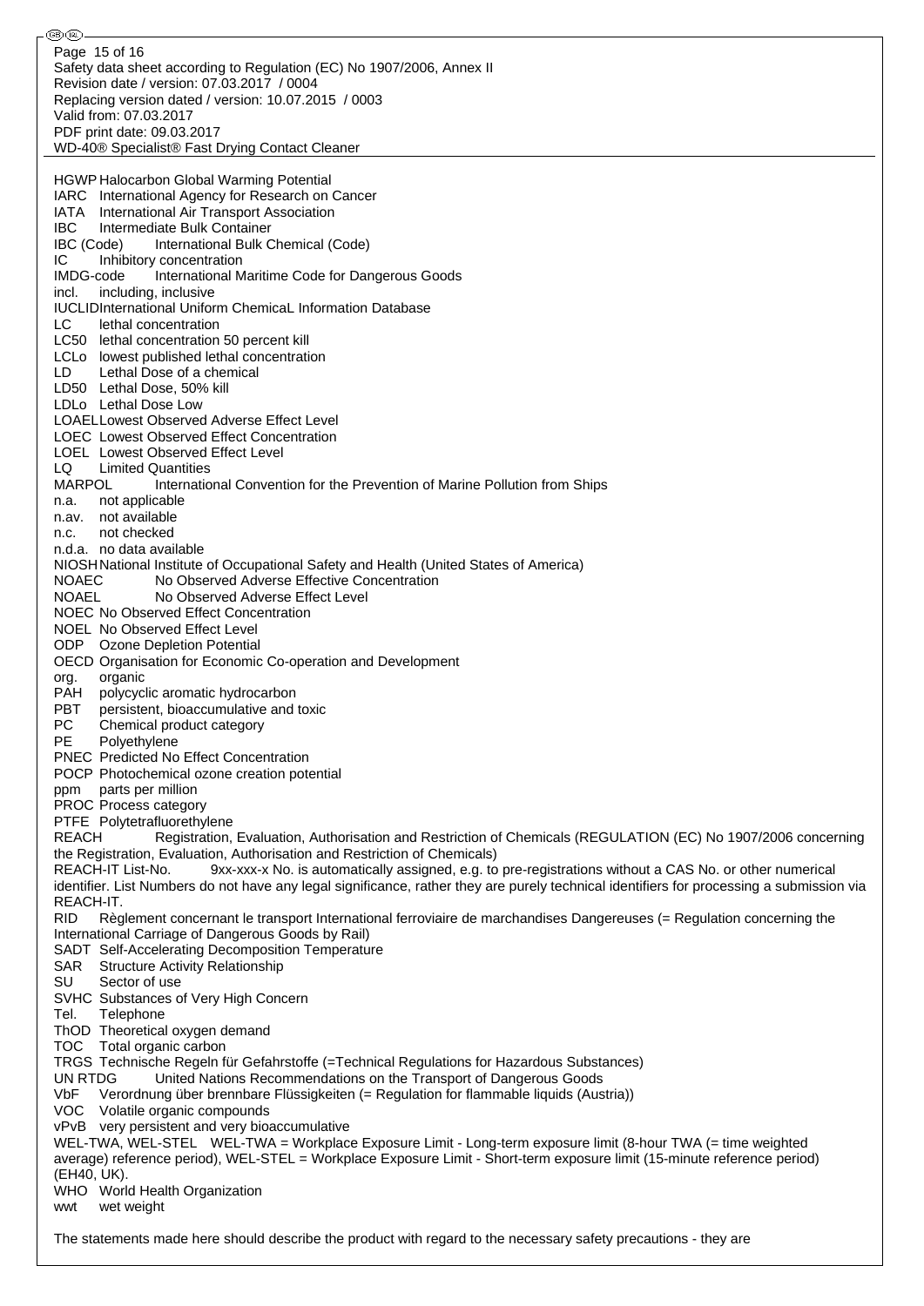HGWP Halocarbon Global Warming Potential
IARC International Agency for Research on Cancer
IATA International Air Transport Association
IBC Intermediate Bulk Container
IBC (Code) International Bulk Chemical (Code)
IC Inhibitory concentration
IMDG-code International Maritime Code for Dangerous Goods
incl. including, inclusive
IUCLID International Uniform ChemicaL Information Database
LC lethal concentration
LC50 lethal concentration 50 percent kill
LCLo lowest published lethal concentration
LD Lethal Dose of a chemical
LD50 Lethal Dose, 50% kill
LDLo Lethal Dose Low
LOAEL Lowest Observed Adverse Effect Level
LOEC Lowest Observed Effect Concentration
LOEL Lowest Observed Effect Level
LQ Limited Quantities
MARPOL International Convention for the Prevention of Marine Pollution from Ships
n.a. not applicable
n.av. not available
n.c. not checked
n.d.a. no data available
NIOSH National Institute of Occupational Safety and Health (United States of America)
NOAEC No Observed Adverse Effective Concentration
NOAEL No Observed Adverse Effect Level
NOEC No Observed Effect Concentration
NOEL No Observed Effect Level
ODP Ozone Depletion Potential
OECD Organisation for Economic Co-operation and Development
org. organic
PAH polycyclic aromatic hydrocarbon
PBT persistent, bioaccumulative and toxic
PC Chemical product category
PE Polyethylene
PNEC Predicted No Effect Concentration
POCP Photochemical ozone creation potential
ppm parts per million
PROC Process category
PTFE Polytetrafluorethylene
REACH Registration, Evaluation, Authorisation and Restriction of Chemicals (REGULATION (EC) No 1907/2006 concerning the Registration, Evaluation, Authorisation and Restriction of Chemicals)
REACH-IT List-No. 9xx-xxx-x No. is automatically assigned, e.g. to pre-registrations without a CAS No. or other numerical identifier. List Numbers do not have any legal significance, rather they are purely technical identifiers for processing a submission via REACH-IT.
RID Règlement concernant le transport International ferroviaire de marchandises Dangereuses (= Regulation concerning the International Carriage of Dangerous Goods by Rail)
SADT Self-Accelerating Decomposition Temperature
SAR Structure Activity Relationship
SU Sector of use
SVHC Substances of Very High Concern
Tel. Telephone
ThOD Theoretical oxygen demand
TOC Total organic carbon
TRGS Technische Regeln für Gefahrstoffe (=Technical Regulations for Hazardous Substances)
UN RTDG United Nations Recommendations on the Transport of Dangerous Goods
VbF Verordnung über brennbare Flüssigkeiten (= Regulation for flammable liquids (Austria))
VOC Volatile organic compounds
vPvB very persistent and very bioaccumulative
WEL-TWA, WEL-STEL WEL-TWA = Workplace Exposure Limit - Long-term exposure limit (8-hour TWA (= time weighted average) reference period), WEL-STEL = Workplace Exposure Limit - Short-term exposure limit (15-minute reference period) (EH40, UK).
WHO World Health Organization
wwt wet weight

The statements made here should describe the product with regard to the necessary safety precautions - they are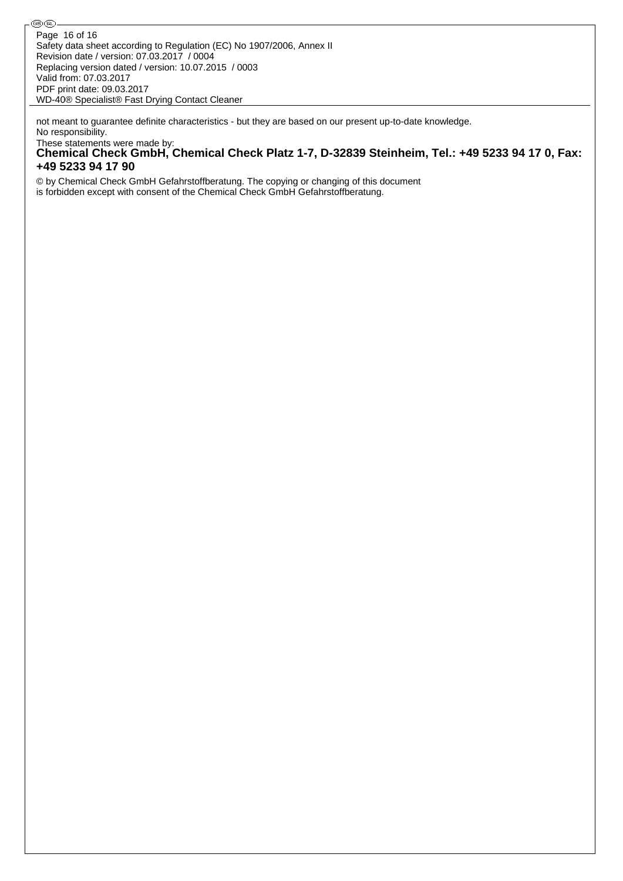not meant to guarantee definite characteristics - but they are based on our present up-to-date knowledge.
No responsibility.
These statements were made by:

**Chemical Check GmbH, Chemical Check Platz 1-7, D-32839 Steinheim, Tel.: +49 5233 94 17 0, Fax: +49 5233 94 17 90**

© by Chemical Check GmbH Gefahrstoffberatung. The copying or changing of this document is forbidden except with consent of the Chemical Check GmbH Gefahrstoffberatung.